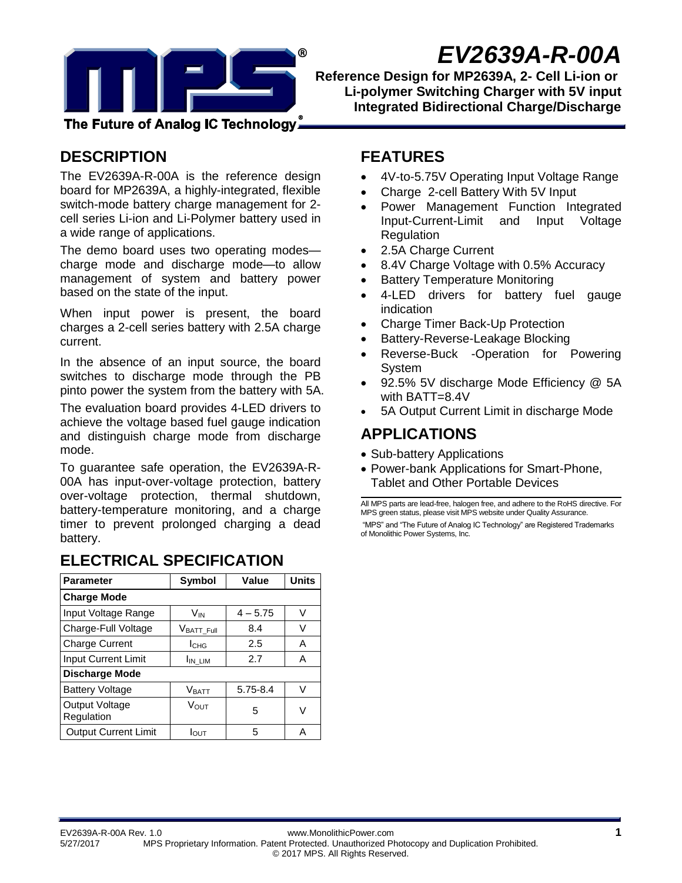# EV2639A-R-00A

**Reference Design for MP2639A, 2- Cell Li-ion or Li-polymer Switching Charger with 5V input Integrated Bidirectional Charge/Discharge**

## DESCRIPTION

The EV2639A-R-00A is the reference design board for MP2639A, a highly-integrated, flexible switch-mode battery charge management for 2-cell series Li-ion and Li-Polymer battery used in a wide range of applications.

The demo board uses two operating modes—charge mode and discharge mode—to allow management of system and battery power based on the state of the input.

When input power is present, the board charges a 2-cell series battery with 2.5A charge current.

In the absence of an input source, the board switches to discharge mode through the PB pinto power the system from the battery with 5A.

The evaluation board provides 4-LED drivers to achieve the voltage based fuel gauge indication and distinguish charge mode from discharge mode.

To guarantee safe operation, the EV2639A-R-00A has input-over-voltage protection, battery over-voltage protection, thermal shutdown, battery-temperature monitoring, and a charge timer to prevent prolonged charging a dead battery.

## ELECTRICAL SPECIFICATION

| Parameter | Symbol | Value | Units |
|---|---|---|---|
| **Charge Mode** | | | |
| Input Voltage Range | $V_{IN}$ | 4 – 5.75 | V |
| Charge-Full Voltage | $V_{BATT\_Full}$ | 8.4 | V |
| Charge Current | $I_{CHG}$ | 2.5 | A |
| Input Current Limit | $I_{IN\_LIM}$ | 2.7 | A |
| **Discharge Mode** | | | |
| Battery Voltage | $V_{BATT}$ | 5.75-8.4 | V |
| Output Voltage Regulation | $V_{OUT}$ | 5 | V |
| Output Current Limit | $I_{OUT}$ | 5 | A |

## FEATURES

- 4V-to-5.75V Operating Input Voltage Range
- Charge 2-cell Battery With 5V Input
- Power Management Function Integrated Input-Current-Limit and Input Voltage Regulation
- 2.5A Charge Current
- 8.4V Charge Voltage with 0.5% Accuracy
- Battery Temperature Monitoring
- 4-LED drivers for battery fuel gauge indication
- Charge Timer Back-Up Protection
- Battery-Reverse-Leakage Blocking
- Reverse-Buck -Operation for Powering System
- 92.5% 5V discharge Mode Efficiency @ 5A with BATT=8.4V
- 5A Output Current Limit in discharge Mode

## APPLICATIONS

- Sub-battery Applications
- Power-bank Applications for Smart-Phone, Tablet and Other Portable Devices

All MPS parts are lead-free, halogen free, and adhere to the RoHS directive. For MPS green status, please visit MPS website under Quality Assurance.

"MPS" and "The Future of Analog IC Technology" are Registered Trademarks of Monolithic Power Systems, Inc.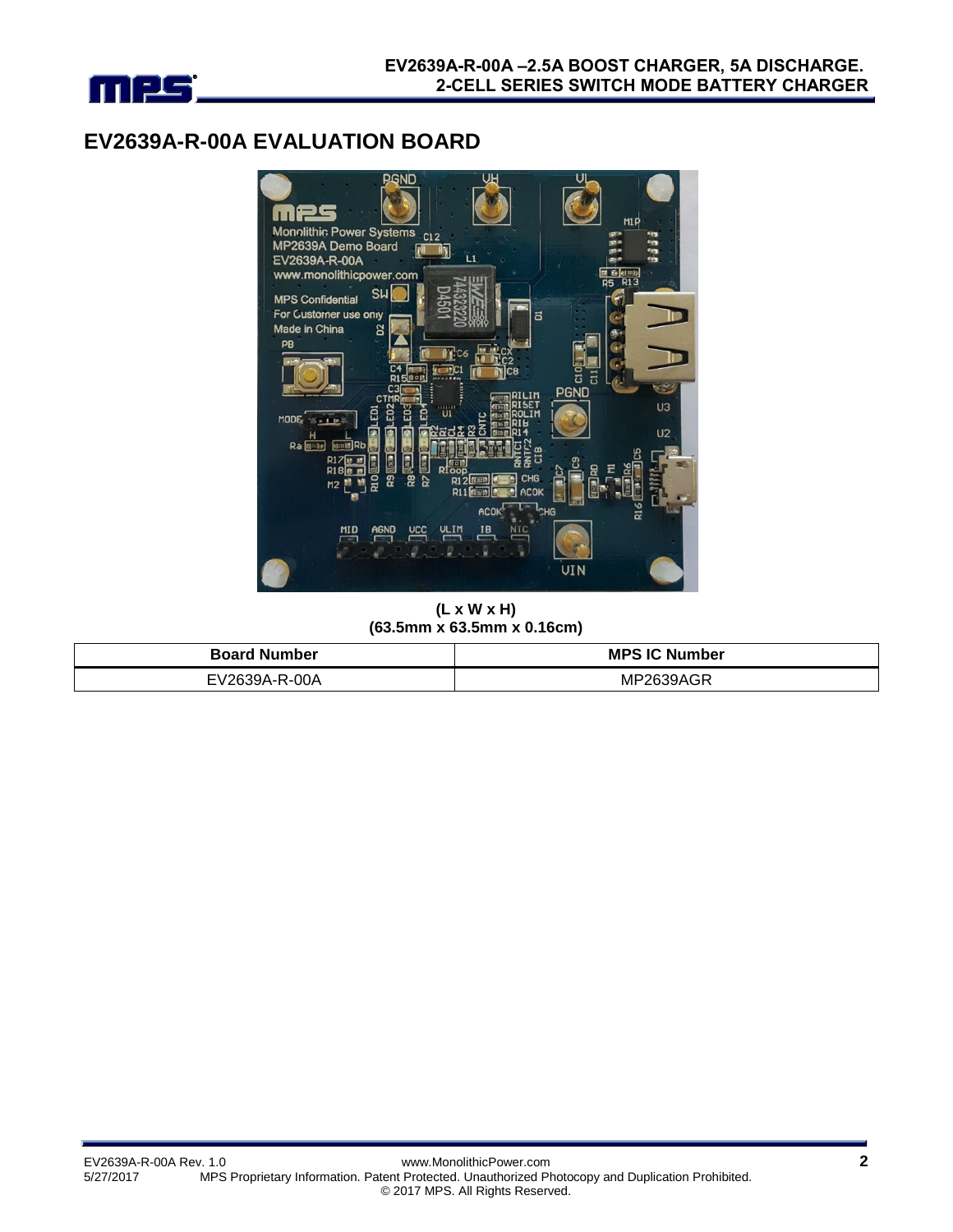## EV2639A-R-00A EVALUATION BOARD

(L x W x H)
(63.5mm x 63.5mm x 0.16cm)

| Board Number | MPS IC Number |
|---|---|
| EV2639A-R-00A | MP2639AGR |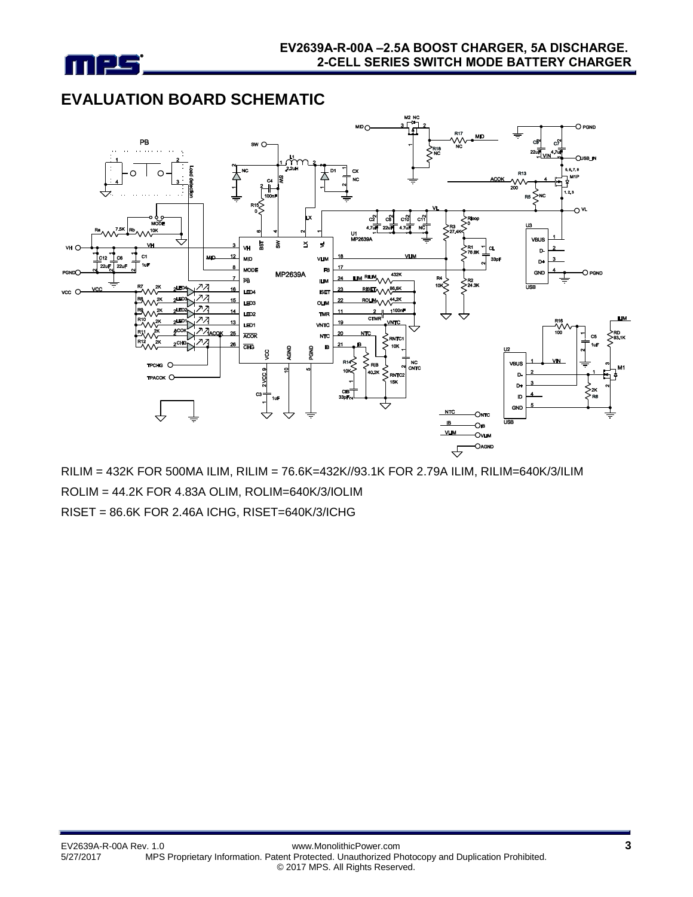## EVALUATION BOARD SCHEMATIC

RILIM = 432K FOR 500MA ILIM, RILIM = 76.6K=432K//93.1K FOR 2.79A ILIM, RILIM=640K/3/ILIM

ROLIM = 44.2K FOR 4.83A OLIM, ROLIM=640K/3/IOLIM

RISET = 86.6K FOR 2.46A ICHG, RISET=640K/3/ICHG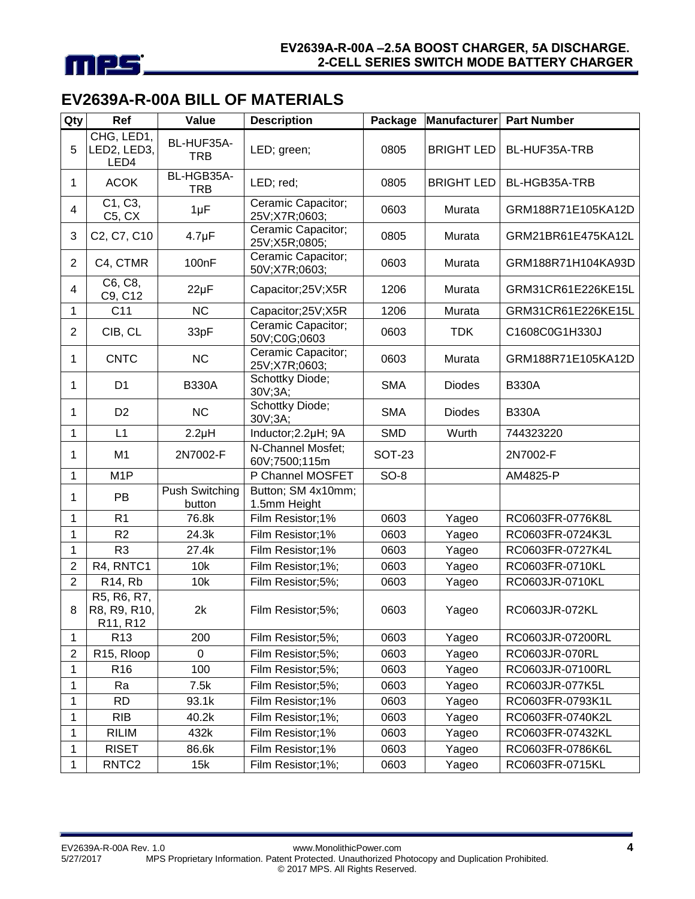# EV2639A-R-00A BILL OF MATERIALS

| Qty | Ref | Value | Description | Package | Manufacturer | Part Number |
|---|---|---|---|---|---|---|
| 5 | CHG, LED1, LED2, LED3, LED4 | BL-HUF35A-TRB | LED; green; | 0805 | BRIGHT LED | BL-HUF35A-TRB |
| 1 | ACOK | BL-HGB35A-TRB | LED; red; | 0805 | BRIGHT LED | BL-HGB35A-TRB |
| 4 | C1, C3, C5, CX | 1µF | Ceramic Capacitor; 25V;X7R;0603; | 0603 | Murata | GRM188R71E105KA12D |
| 3 | C2, C7, C10 | 4.7µF | Ceramic Capacitor; 25V;X5R;0805; | 0805 | Murata | GRM21BR61E475KA12L |
| 2 | C4, CTMR | 100nF | Ceramic Capacitor; 50V;X7R;0603; | 0603 | Murata | GRM188R71H104KA93D |
| 4 | C6, C8, C9, C12 | 22µF | Capacitor;25V;X5R | 1206 | Murata | GRM31CR61E226KE15L |
| 1 | C11 | NC | Capacitor;25V;X5R | 1206 | Murata | GRM31CR61E226KE15L |
| 2 | CIB, CL | 33pF | Ceramic Capacitor; 50V;C0G;0603 | 0603 | TDK | C1608C0G1H330J |
| 1 | CNTC | NC | Ceramic Capacitor; 25V;X7R;0603; | 0603 | Murata | GRM188R71E105KA12D |
| 1 | D1 | B330A | Schottky Diode; 30V;3A; | SMA | Diodes | B330A |
| 1 | D2 | NC | Schottky Diode; 30V;3A; | SMA | Diodes | B330A |
| 1 | L1 | 2.2µH | Inductor;2.2µH; 9A | SMD | Wurth | 744323220 |
| 1 | M1 | 2N7002-F | N-Channel Mosfet; 60V;7500;115m | SOT-23 | | 2N7002-F |
| 1 | M1P | | P Channel MOSFET | SO-8 | | AM4825-P |
| 1 | PB | Push Switching button | Button; SM 4x10mm; 1.5mm Height | | | |
| 1 | R1 | 76.8k | Film Resistor;1% | 0603 | Yageo | RC0603FR-0776K8L |
| 1 | R2 | 24.3k | Film Resistor;1% | 0603 | Yageo | RC0603FR-0724K3L |
| 1 | R3 | 27.4k | Film Resistor;1% | 0603 | Yageo | RC0603FR-0727K4L |
| 2 | R4, RNTC1 | 10k | Film Resistor;1%; | 0603 | Yageo | RC0603FR-0710KL |
| 2 | R14, Rb | 10k | Film Resistor;5%; | 0603 | Yageo | RC0603JR-0710KL |
| 8 | R5, R6, R7, R8, R9, R10, R11, R12 | 2k | Film Resistor;5%; | 0603 | Yageo | RC0603JR-072KL |
| 1 | R13 | 200 | Film Resistor;5%; | 0603 | Yageo | RC0603JR-07200RL |
| 2 | R15, Rloop | 0 | Film Resistor;5%; | 0603 | Yageo | RC0603JR-070RL |
| 1 | R16 | 100 | Film Resistor;5%; | 0603 | Yageo | RC0603JR-07100RL |
| 1 | Ra | 7.5k | Film Resistor;5%; | 0603 | Yageo | RC0603JR-077K5L |
| 1 | RD | 93.1k | Film Resistor;1% | 0603 | Yageo | RC0603FR-0793K1L |
| 1 | RIB | 40.2k | Film Resistor;1%; | 0603 | Yageo | RC0603FR-0740K2L |
| 1 | RILIM | 432k | Film Resistor;1% | 0603 | Yageo | RC0603FR-07432KL |
| 1 | RISET | 86.6k | Film Resistor;1% | 0603 | Yageo | RC0603FR-0786K6L |
| 1 | RNTC2 | 15k | Film Resistor;1%; | 0603 | Yageo | RC0603FR-0715KL |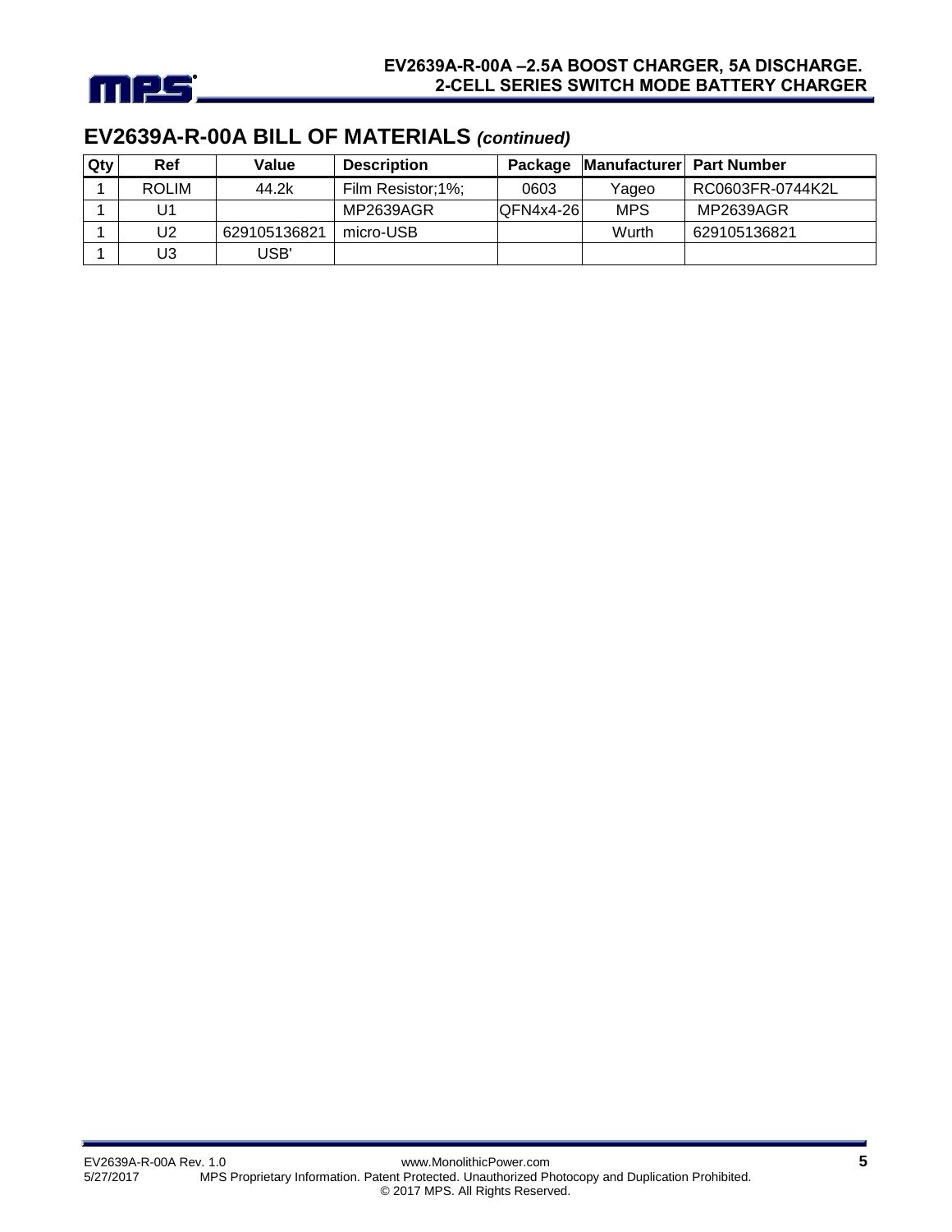## EV2639A-R-00A BILL OF MATERIALS *(continued)*

| Qty | Ref | Value | Description | Package | Manufacturer | Part Number |
|---|---|---|---|---|---|---|
| 1 | ROLIM | 44.2k | Film Resistor;1%; | 0603 | Yageo | RC0603FR-0744K2L |
| 1 | U1 | | MP2639AGR | QFN4x4-26 | MPS | MP2639AGR |
| 1 | U2 | 629105136821 | micro-USB | | Wurth | 629105136821 |
| 1 | U3 | USB' | | | | |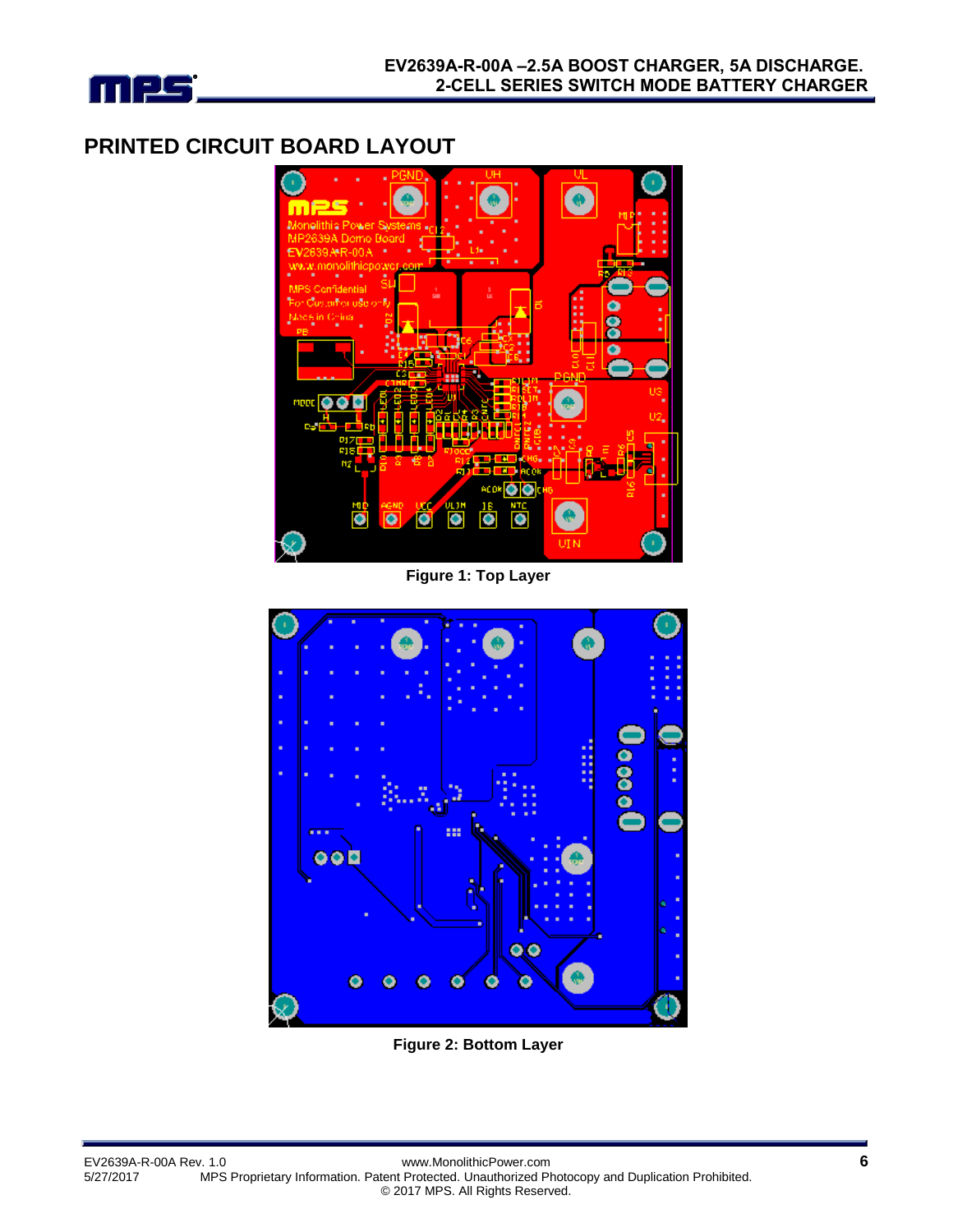## PRINTED CIRCUIT BOARD LAYOUT

Figure 1: Top Layer

Figure 2: Bottom Layer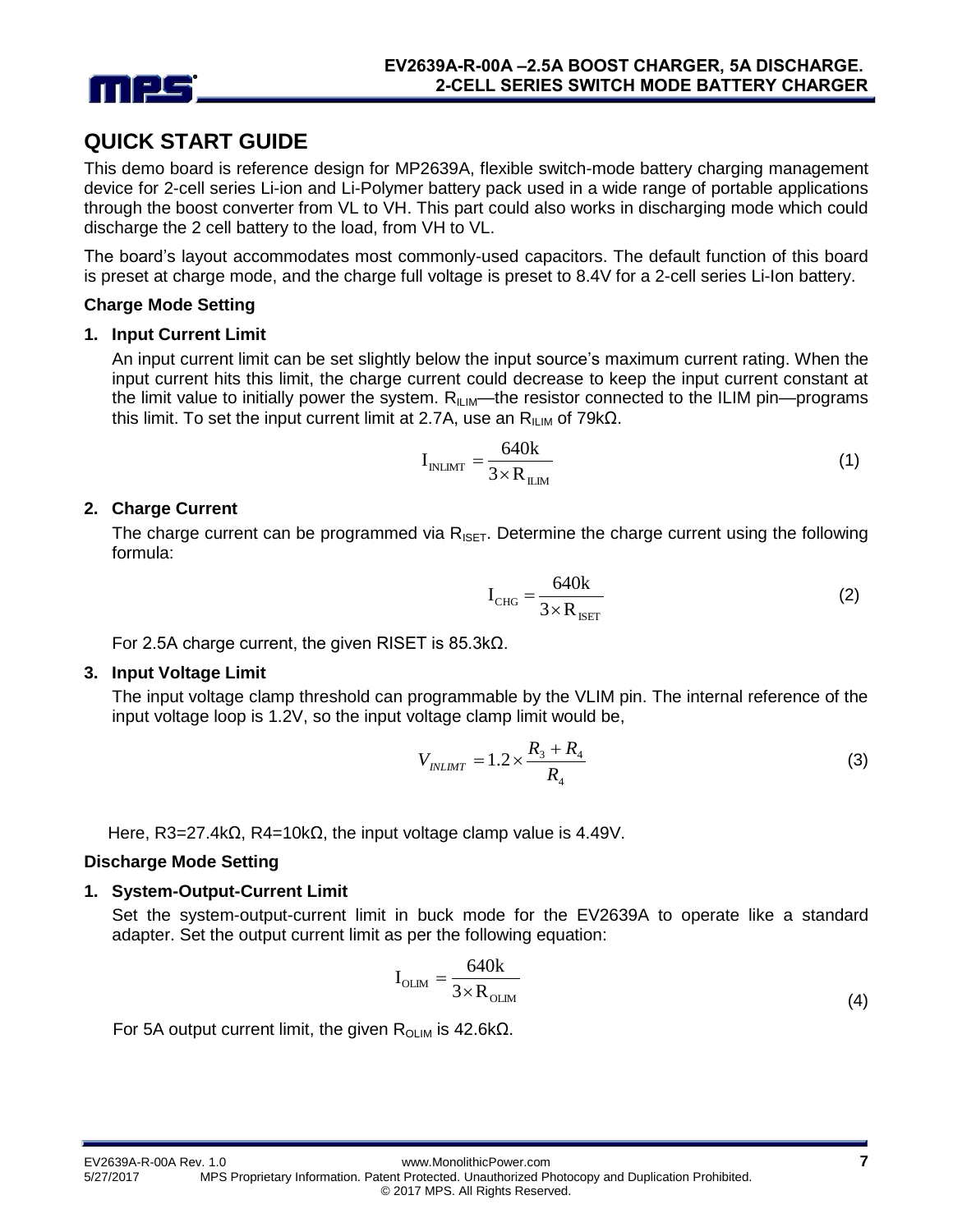## QUICK START GUIDE

This demo board is reference design for MP2639A, flexible switch-mode battery charging management device for 2-cell series Li-ion and Li-Polymer battery pack used in a wide range of portable applications through the boost converter from VL to VH. This part could also works in discharging mode which could discharge the 2 cell battery to the load, from VH to VL.

The board's layout accommodates most commonly-used capacitors. The default function of this board is preset at charge mode, and the charge full voltage is preset to 8.4V for a 2-cell series Li-Ion battery.

### Charge Mode Setting

**1. Input Current Limit**

An input current limit can be set slightly below the input source's maximum current rating. When the input current hits this limit, the charge current could decrease to keep the input current constant at the limit value to initially power the system. $R_{ILIM}$—the resistor connected to the ILIM pin—programs this limit. To set the input current limit at 2.7A, use an $R_{ILIM}$ of 79kΩ.

$$I_{INLIMT} = \frac{640k}{3 \times R_{ILIM}} \tag{1}$$

**2. Charge Current**

The charge current can be programmed via $R_{ISET}$. Determine the charge current using the following formula:

$$I_{CHG} = \frac{640k}{3 \times R_{ISET}} \tag{2}$$

For 2.5A charge current, the given RISET is 85.3kΩ.

**3. Input Voltage Limit**

The input voltage clamp threshold can programmable by the VLIM pin. The internal reference of the input voltage loop is 1.2V, so the input voltage clamp limit would be,

$$V_{INLIMT} = 1.2 \times \frac{R_3 + R_4}{R_4} \tag{3}$$

Here, R3=27.4kΩ, R4=10kΩ, the input voltage clamp value is 4.49V.

### Discharge Mode Setting

**1. System-Output-Current Limit**

Set the system-output-current limit in buck mode for the EV2639A to operate like a standard adapter. Set the output current limit as per the following equation:

$$I_{OLIM} = \frac{640k}{3 \times R_{OLIM}} \tag{4}$$

For 5A output current limit, the given $R_{OLIM}$ is 42.6kΩ.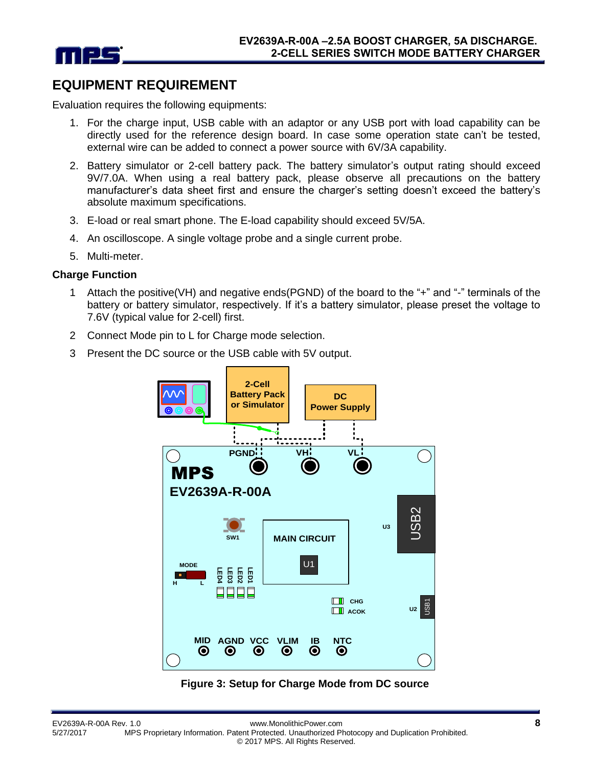## EQUIPMENT REQUIREMENT

Evaluation requires the following equipments:

1. For the charge input, USB cable with an adaptor or any USB port with load capability can be directly used for the reference design board. In case some operation state can't be tested, external wire can be added to connect a power source with 6V/3A capability.
2. Battery simulator or 2-cell battery pack. The battery simulator's output rating should exceed 9V/7.0A. When using a real battery pack, please observe all precautions on the battery manufacturer's data sheet first and ensure the charger's setting doesn't exceed the battery's absolute maximum specifications.
3. E-load or real smart phone. The E-load capability should exceed 5V/5A.
4. An oscilloscope. A single voltage probe and a single current probe.
5. Multi-meter.

### Charge Function

1. Attach the positive(VH) and negative ends(PGND) of the board to the "+" and "-" terminals of the battery or battery simulator, respectively. If it's a battery simulator, please preset the voltage to 7.6V (typical value for 2-cell) first.
2. Connect Mode pin to L for Charge mode selection.
3. Present the DC source or the USB cable with 5V output.

**Figure 3: Setup for Charge Mode from DC source**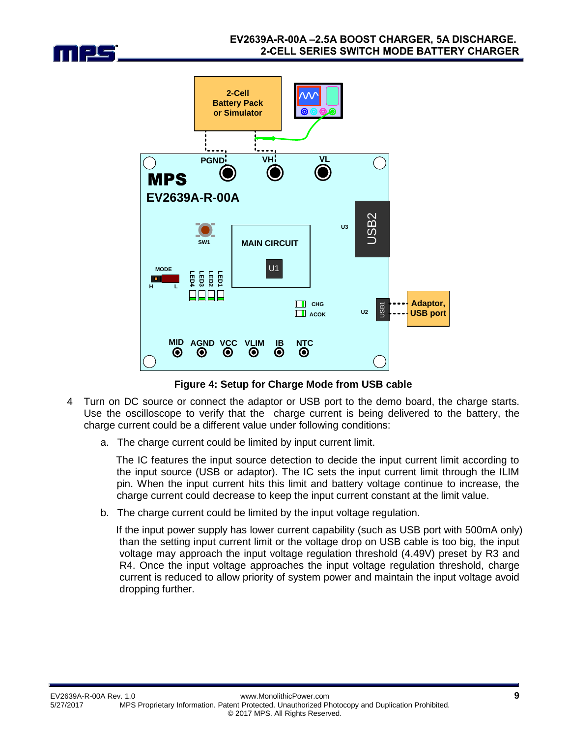**Figure 4: Setup for Charge Mode from USB cable**

4 Turn on DC source or connect the adaptor or USB port to the demo board, the charge starts. Use the oscilloscope to verify that the charge current is being delivered to the battery, the charge current could be a different value under following conditions:

   a. The charge current could be limited by input current limit.

      The IC features the input source detection to decide the input current limit according to the input source (USB or adaptor). The IC sets the input current limit through the ILIM pin. When the input current hits this limit and battery voltage continue to increase, the charge current could decrease to keep the input current constant at the limit value.

   b. The charge current could be limited by the input voltage regulation.

      If the input power supply has lower current capability (such as USB port with 500mA only) than the setting input current limit or the voltage drop on USB cable is too big, the input voltage may approach the input voltage regulation threshold (4.49V) preset by R3 and R4. Once the input voltage approaches the input voltage regulation threshold, charge current is reduced to allow priority of system power and maintain the input voltage avoid dropping further.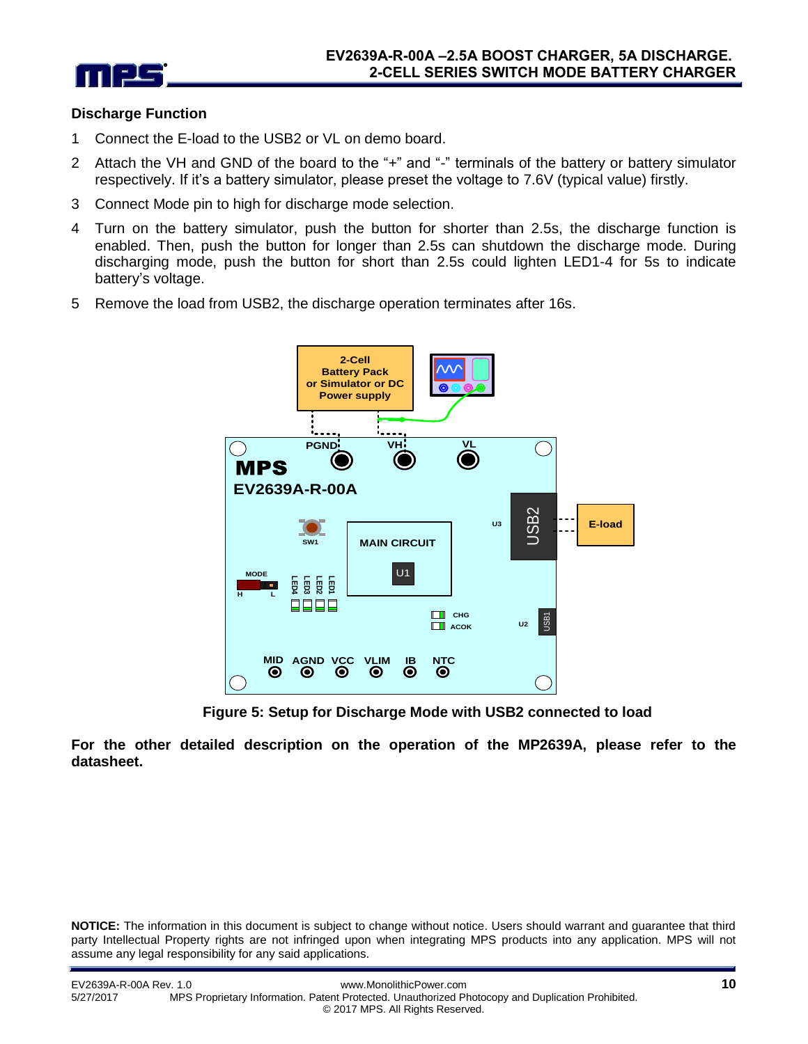### Discharge Function

1. Connect the E-load to the USB2 or VL on demo board.
2. Attach the VH and GND of the board to the "+" and "-" terminals of the battery or battery simulator respectively. If it's a battery simulator, please preset the voltage to 7.6V (typical value) firstly.
3. Connect Mode pin to high for discharge mode selection.
4. Turn on the battery simulator, push the button for shorter than 2.5s, the discharge function is enabled. Then, push the button for longer than 2.5s can shutdown the discharge mode. During discharging mode, push the button for short than 2.5s could lighten LED1-4 for 5s to indicate battery's voltage.
5. Remove the load from USB2, the discharge operation terminates after 16s.

2-Cell Battery Pack or Simulator or DC Power supply

PGND VH VL

MPS

EV2639A-R-00A

SW1

MAIN CIRCUIT

U1

U3

USB2

E-load

MODE

H L

LED4 LED3 LED2 LED1

CHG

ACOK

U2

USB1

MID AGND VCC VLIM IB NTC

**Figure 5: Setup for Discharge Mode with USB2 connected to load**

**For the other detailed description on the operation of the MP2639A, please refer to the datasheet.**

**NOTICE:** The information in this document is subject to change without notice. Users should warrant and guarantee that third party Intellectual Property rights are not infringed upon when integrating MPS products into any application. MPS will not assume any legal responsibility for any said applications.